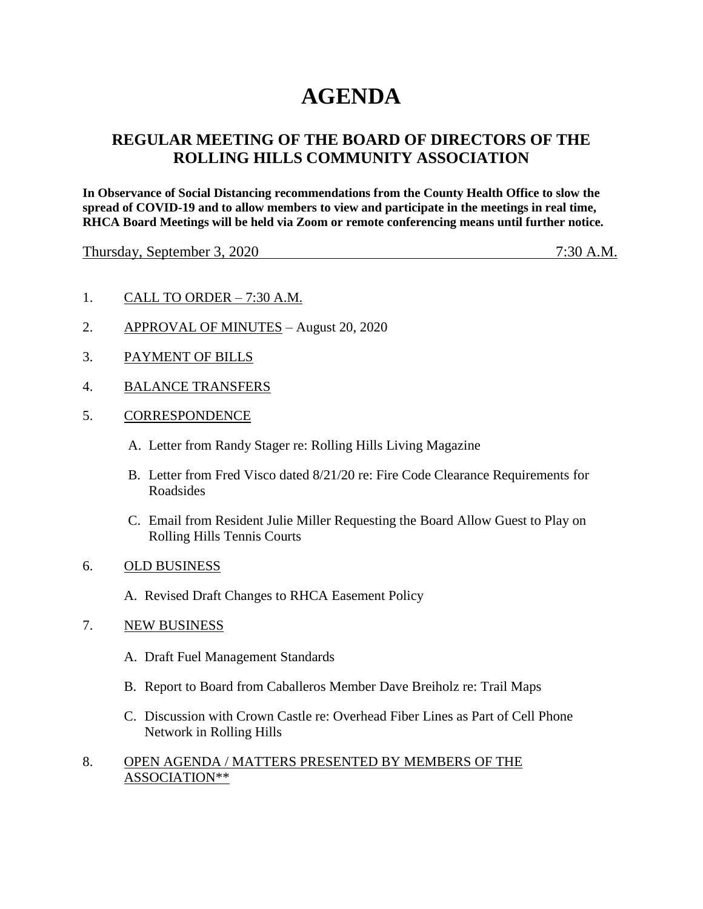# AGENDA

## REGULAR MEETING OF THE BOARD OF DIRECTORS OF THE ROLLING HILLS COMMUNITY ASSOCIATION

**In Observance of Social Distancing recommendations from the County Health Office to slow the spread of COVID-19 and to allow members to view and participate in the meetings in real time, RHCA Board Meetings will be held via Zoom or remote conferencing means until further notice.**

Thursday, September 3, 2020 7:30 A.M.

1. CALL TO ORDER – 7:30 A.M.

2. APPROVAL OF MINUTES – August 20, 2020

3. PAYMENT OF BILLS

4. BALANCE TRANSFERS

5. CORRESPONDENCE

   A. Letter from Randy Stager re: Rolling Hills Living Magazine

   B. Letter from Fred Visco dated 8/21/20 re: Fire Code Clearance Requirements for Roadsides

   C. Email from Resident Julie Miller Requesting the Board Allow Guest to Play on Rolling Hills Tennis Courts

6. OLD BUSINESS

   A. Revised Draft Changes to RHCA Easement Policy

7. NEW BUSINESS

   A. Draft Fuel Management Standards

   B. Report to Board from Caballeros Member Dave Breiholz re: Trail Maps

   C. Discussion with Crown Castle re: Overhead Fiber Lines as Part of Cell Phone Network in Rolling Hills

8. OPEN AGENDA / MATTERS PRESENTED BY MEMBERS OF THE ASSOCIATION**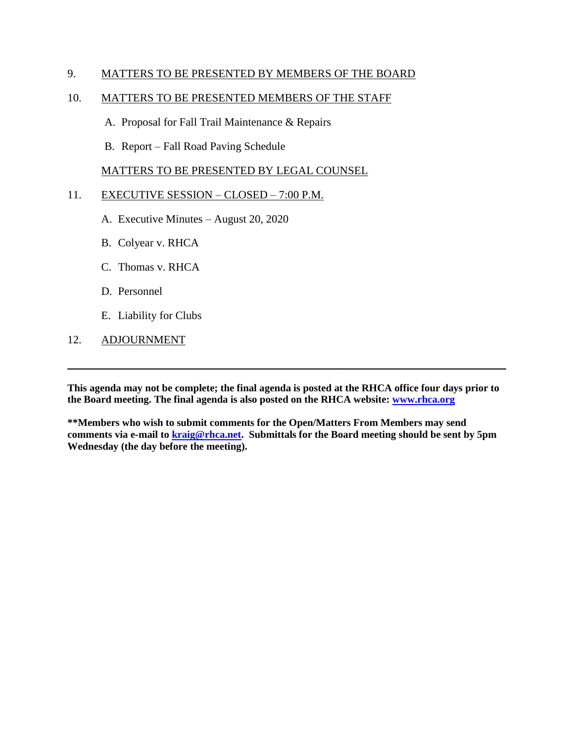9. MATTERS TO BE PRESENTED BY MEMBERS OF THE BOARD

10. MATTERS TO BE PRESENTED MEMBERS OF THE STAFF

    A. Proposal for Fall Trail Maintenance & Repairs

    B. Report – Fall Road Paving Schedule

    MATTERS TO BE PRESENTED BY LEGAL COUNSEL

11. EXECUTIVE SESSION – CLOSED – 7:00 P.M.

    A. Executive Minutes – August 20, 2020

    B. Colyear v. RHCA

    C. Thomas v. RHCA

    D. Personnel

    E. Liability for Clubs

12. ADJOURNMENT

---

**This agenda may not be complete; the final agenda is posted at the RHCA office four days prior to the Board meeting. The final agenda is also posted on the RHCA website: www.rhca.org**

**\*\*Members who wish to submit comments for the Open/Matters From Members may send comments via e-mail to kraig@rhca.net. Submittals for the Board meeting should be sent by 5pm Wednesday (the day before the meeting).**